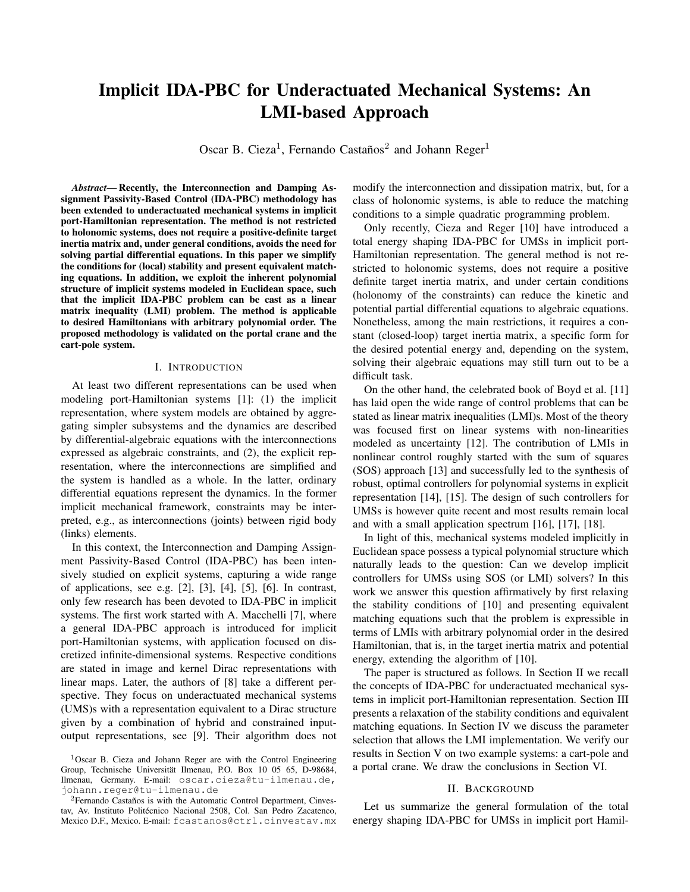# Implicit IDA-PBC for Underactuated Mechanical Systems: An LMI-based Approach

Oscar B. Cieza[1], Fernando Castaños[2] and Johann Reger[1]

***Abstract*— Recently, the Interconnection and Damping Assignment Passivity-Based Control (IDA-PBC) methodology has been extended to underactuated mechanical systems in implicit port-Hamiltonian representation. The method is not restricted to holonomic systems, does not require a positive-definite target inertia matrix and, under general conditions, avoids the need for solving partial differential equations. In this paper we simplify the conditions for (local) stability and present equivalent matching equations. In addition, we exploit the inherent polynomial structure of implicit systems modeled in Euclidean space, such that the implicit IDA-PBC problem can be cast as a linear matrix inequality (LMI) problem. The method is applicable to desired Hamiltonians with arbitrary polynomial order. The proposed methodology is validated on the portal crane and the cart-pole system.**

## I. Introduction

At least two different representations can be used when modeling port-Hamiltonian systems [1]: (1) the implicit representation, where system models are obtained by aggregating simpler subsystems and the dynamics are described by differential-algebraic equations with the interconnections expressed as algebraic constraints, and (2), the explicit representation, where the interconnections are simplified and the system is handled as a whole. In the latter, ordinary differential equations represent the dynamics. In the former implicit mechanical framework, constraints may be interpreted, e.g., as interconnections (joints) between rigid body (links) elements.

In this context, the Interconnection and Damping Assignment Passivity-Based Control (IDA-PBC) has been intensively studied on explicit systems, capturing a wide range of applications, see e.g. [2], [3], [4], [5], [6]. In contrast, only few research has been devoted to IDA-PBC in implicit systems. The first work started with A. Macchelli [7], where a general IDA-PBC approach is introduced for implicit port-Hamiltonian systems, with application focused on discretized infinite-dimensional systems. Respective conditions are stated in image and kernel Dirac representations with linear maps. Later, the authors of [8] take a different perspective. They focus on underactuated mechanical systems (UMS)s with a representation equivalent to a Dirac structure given by a combination of hybrid and constrained input-output representations, see [9]. Their algorithm does not modify the interconnection and dissipation matrix, but, for a class of holonomic systems, is able to reduce the matching conditions to a simple quadratic programming problem.

Only recently, Cieza and Reger [10] have introduced a total energy shaping IDA-PBC for UMSs in implicit port-Hamiltonian representation. The general method is not restricted to holonomic systems, does not require a positive definite target inertia matrix, and under certain conditions (holonomy of the constraints) can reduce the kinetic and potential partial differential equations to algebraic equations. Nonetheless, among the main restrictions, it requires a constant (closed-loop) target inertia matrix, a specific form for the desired potential energy and, depending on the system, solving their algebraic equations may still turn out to be a difficult task.

On the other hand, the celebrated book of Boyd et al. [11] has laid open the wide range of control problems that can be stated as linear matrix inequalities (LMI)s. Most of the theory was focused first on linear systems with non-linearities modeled as uncertainty [12]. The contribution of LMIs in nonlinear control roughly started with the sum of squares (SOS) approach [13] and successfully led to the synthesis of robust, optimal controllers for polynomial systems in explicit representation [14], [15]. The design of such controllers for UMSs is however quite recent and most results remain local and with a small application spectrum [16], [17], [18].

In light of this, mechanical systems modeled implicitly in Euclidean space possess a typical polynomial structure which naturally leads to the question: Can we develop implicit controllers for UMSs using SOS (or LMI) solvers? In this work we answer this question affirmatively by first relaxing the stability conditions of [10] and presenting equivalent matching equations such that the problem is expressible in terms of LMIs with arbitrary polynomial order in the desired Hamiltonian, that is, in the target inertia matrix and potential energy, extending the algorithm of [10].

The paper is structured as follows. In Section II we recall the concepts of IDA-PBC for underactuated mechanical systems in implicit port-Hamiltonian representation. Section III presents a relaxation of the stability conditions and equivalent matching equations. In Section IV we discuss the parameter selection that allows the LMI implementation. We verify our results in Section V on two example systems: a cart-pole and a portal crane. We draw the conclusions in Section VI.

## II. Background

Let us summarize the general formulation of the total energy shaping IDA-PBC for UMSs in implicit port Hamil-

[1]Oscar B. Cieza and Johann Reger are with the Control Engineering Group, Technische Universität Ilmenau, P.O. Box 10 05 65, D-98684, Ilmenau, Germany. E-mail: oscar.cieza@tu-ilmenau.de, johann.reger@tu-ilmenau.de

[2]Fernando Castaños is with the Automatic Control Department, Cinvestav, Av. Instituto Politécnico Nacional 2508, Col. San Pedro Zacatenco, Mexico D.F., Mexico. E-mail: fcastanos@ctrl.cinvestav.mx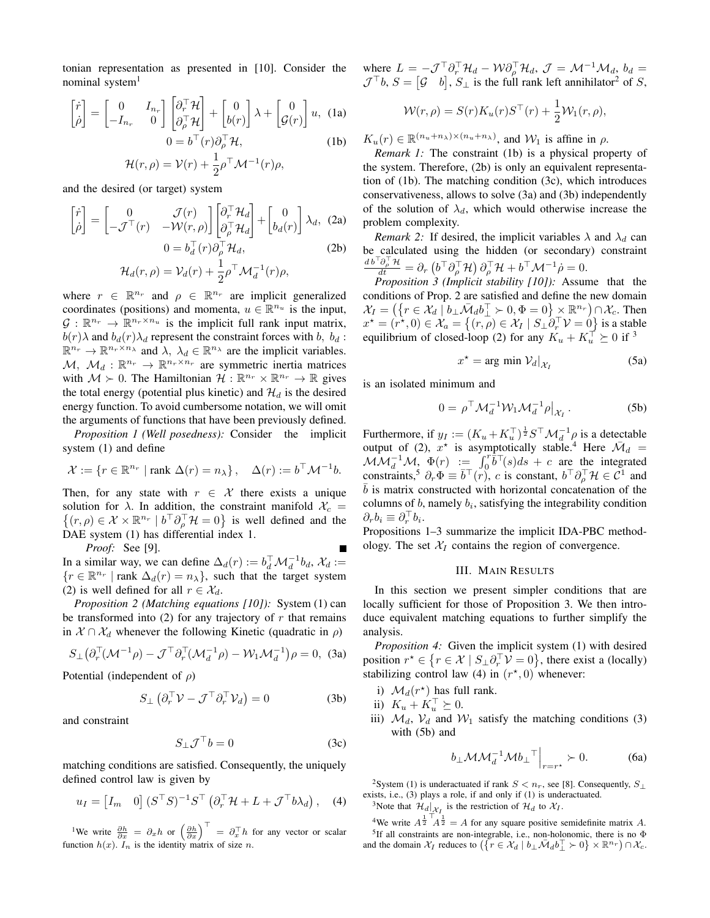tonian representation as presented in [10]. Consider the nominal system[1]

$$\begin{bmatrix}\dot{r}\\ \dot{\rho}\end{bmatrix} = \begin{bmatrix}0 & I_{n_r}\\ -I_{n_r} & 0\end{bmatrix}\begin{bmatrix}\partial_r^\top \mathcal{H}\\ \partial_\rho^\top \mathcal{H}\end{bmatrix} + \begin{bmatrix}0\\ b(r)\end{bmatrix}\lambda + \begin{bmatrix}0\\ \mathcal{G}(r)\end{bmatrix}u, \quad (1a)$$

$$0 = b^\top(r)\partial_\rho^\top \mathcal{H}, \quad (1b)$$

$$\mathcal{H}(r,\rho) = \mathcal{V}(r) + \frac{1}{2}\rho^\top \mathcal{M}^{-1}(r)\rho,$$

and the desired (or target) system

$$\begin{bmatrix}\dot{r}\\ \dot{\rho}\end{bmatrix} = \begin{bmatrix}0 & \mathcal{J}(r)\\ -\mathcal{J}^\top(r) & -\mathcal{W}(r,\rho)\end{bmatrix}\begin{bmatrix}\partial_r^\top \mathcal{H}_d\\ \partial_\rho^\top \mathcal{H}_d\end{bmatrix} + \begin{bmatrix}0\\ b_d(r)\end{bmatrix}\lambda_d, \quad (2a)$$

$$0 = b_d^\top(r)\partial_\rho^\top \mathcal{H}_d, \quad (2b)$$

$$\mathcal{H}_d(r,\rho) = \mathcal{V}_d(r) + \frac{1}{2}\rho^\top \mathcal{M}_d^{-1}(r)\rho,$$

where $r \in \mathbb{R}^{n_r}$ and $\rho \in \mathbb{R}^{n_r}$ are implicit generalized coordinates (positions) and momenta, $u \in \mathbb{R}^{n_u}$ is the input, $\mathcal{G} : \mathbb{R}^{n_r} \to \mathbb{R}^{n_r \times n_u}$ is the implicit full rank input matrix, $b(r)\lambda$ and $b_d(r)\lambda_d$ represent the constraint forces with $b,\ b_d : \mathbb{R}^{n_r} \to \mathbb{R}^{n_r \times n_\lambda}$ and $\lambda,\ \lambda_d \in \mathbb{R}^{n_\lambda}$ are the implicit variables. $\mathcal{M},\ \mathcal{M}_d : \mathbb{R}^{n_r} \to \mathbb{R}^{n_r \times n_r}$ are symmetric inertia matrices with $\mathcal{M} \succ 0$. The Hamiltonian $\mathcal{H} : \mathbb{R}^{n_r} \times \mathbb{R}^{n_r} \to \mathbb{R}$ gives the total energy (potential plus kinetic) and $\mathcal{H}_d$ is the desired energy function. To avoid cumbersome notation, we will omit the arguments of functions that have been previously defined.

*Proposition 1 (Well posedness):* Consider the implicit system (1) and define

$$\mathcal{X} := \{r \in \mathbb{R}^{n_r} \mid \text{rank } \Delta(r) = n_\lambda\}, \quad \Delta(r) := b^\top \mathcal{M}^{-1} b.$$

Then, for any state with $r \in \mathcal{X}$ there exists a unique solution for $\lambda$. In addition, the constraint manifold $\mathcal{X}_c = \{(r,\rho) \in \mathcal{X} \times \mathbb{R}^{n_r} \mid b^\top \partial_\rho^\top \mathcal{H} = 0\}$ is well defined and the DAE system (1) has differential index 1.

*Proof:* See [9]. ■

In a similar way, we can define $\Delta_d(r) := b_d^\top \mathcal{M}_d^{-1} b_d$, $\mathcal{X}_d := \{r \in \mathbb{R}^{n_r} \mid \text{rank } \Delta_d(r) = n_\lambda\}$, such that the target system (2) is well defined for all $r \in \mathcal{X}_d$.

*Proposition 2 (Matching equations [10]):* System (1) can be transformed into (2) for any trajectory of $r$ that remains in $\mathcal{X} \cap \mathcal{X}_d$ whenever the following Kinetic (quadratic in $\rho$)

$$S_\perp\left(\partial_r^\top(\mathcal{M}^{-1}\rho) - \mathcal{J}^\top\partial_r^\top(\mathcal{M}_d^{-1}\rho) - \mathcal{W}_1\mathcal{M}_d^{-1}\right)\rho = 0, \quad (3a)$$

Potential (independent of $\rho$)

$$S_\perp\left(\partial_r^\top \mathcal{V} - \mathcal{J}^\top \partial_r^\top \mathcal{V}_d\right) = 0 \quad (3b)$$

and constraint

$$S_\perp \mathcal{J}^\top b = 0 \quad (3c)$$

matching conditions are satisfied. Consequently, the uniquely defined control law is given by

$$u_I = \begin{bmatrix}I_m & 0\end{bmatrix}(S^\top S)^{-1}S^\top\left(\partial_r^\top \mathcal{H} + L + \mathcal{J}^\top b\lambda_d\right), \quad (4)$$

where $L = -\mathcal{J}^\top\partial_r^\top \mathcal{H}_d - \mathcal{W}\partial_\rho^\top \mathcal{H}_d$, $\mathcal{J} = \mathcal{M}^{-1}\mathcal{M}_d$, $b_d = \mathcal{J}^\top b$, $S = \begin{bmatrix}\mathcal{G} & b\end{bmatrix}$, $S_\perp$ is the full rank left annihilator[2] of $S$,

$$\mathcal{W}(r,\rho) = S(r)K_u(r)S^\top(r) + \frac{1}{2}\mathcal{W}_1(r,\rho),$$

$K_u(r) \in \mathbb{R}^{(n_u+n_\lambda)\times(n_u+n_\lambda)}$, and $\mathcal{W}_1$ is affine in $\rho$.

*Remark 1:* The constraint (1b) is a physical property of the system. Therefore, (2b) is only an equivalent representation of (1b). The matching condition (3c), which introduces conservativeness, allows to solve (3a) and (3b) independently of the solution of $\lambda_d$, which would otherwise increase the problem complexity.

*Remark 2:* If desired, the implicit variables $\lambda$ and $\lambda_d$ can be calculated using the hidden (or secondary) constraint $\frac{d\, b^\top \partial_\rho^\top \mathcal{H}}{dt} = \partial_r\left(b^\top \partial_\rho^\top \mathcal{H}\right)\partial_\rho^\top \mathcal{H} + b^\top \mathcal{M}^{-1}\dot{\rho} = 0$.

*Proposition 3 (Implicit stability [10]):* Assume that the conditions of Prop. 2 are satisfied and define the new domain $\mathcal{X}_I = \left(\{r \in \mathcal{X}_d \mid b_\perp \bar{\mathcal{M}}_d b_\perp^\top \succ 0, \Phi = 0\} \times \mathbb{R}^{n_r}\right) \cap \mathcal{X}_c$. Then $x^\star = (r^\star, 0) \in \mathcal{X}_a = \{(r,\rho) \in \mathcal{X}_I \mid S_\perp \partial_r^\top \mathcal{V} = 0\}$ is a stable equilibrium of closed-loop (2) for any $K_u + K_u^\top \succeq 0$ if [3]

$$x^\star = \arg\min \mathcal{V}_d|_{\mathcal{X}_I} \quad (5a)$$

is an isolated minimum and

$$0 = \rho^\top \mathcal{M}_d^{-1}\mathcal{W}_1\mathcal{M}_d^{-1}\rho\big|_{\mathcal{X}_I}. \quad (5b)$$

Furthermore, if $y_I := (K_u + K_u^\top)^{\frac{1}{2}} S^\top \mathcal{M}_d^{-1}\rho$ is a detectable output of (2), $x^\star$ is asymptotically stable.[4] Here $\bar{\mathcal{M}}_d = \mathcal{M}\mathcal{M}_d^{-1}\mathcal{M}$, $\Phi(r) := \int_0^r \bar{b}^\top(s)ds + c$ are the integrated constraints,[5] $\partial_r \Phi \equiv \bar{b}^\top(r)$, $c$ is constant, $b^\top \partial_\rho^\top \mathcal{H} \in \mathcal{C}^1$ and $\bar{b}$ is matrix constructed with horizontal concatenation of the columns of $b$, namely $b_i$, satisfying the integrability condition $\partial_r b_i \equiv \partial_r^\top b_i$.

Propositions 1–3 summarize the implicit IDA-PBC methodology. The set $\mathcal{X}_I$ contains the region of convergence.

## III. Main Results

In this section we present simpler conditions that are locally sufficient for those of Proposition 3. We then introduce equivalent matching equations to further simplify the analysis.

*Proposition 4:* Given the implicit system (1) with desired position $r^\star \in \{r \in \mathcal{X} \mid S_\perp \partial_r^\top \mathcal{V} = 0\}$, there exist a (locally) stabilizing control law (4) in $(r^\star, 0)$ whenever:

i) $\mathcal{M}_d(r^\star)$ has full rank.
ii) $K_u + K_u^\top \succeq 0$.
iii) $\mathcal{M}_d$, $\mathcal{V}_d$ and $\mathcal{W}_1$ satisfy the matching conditions (3) with (5b) and

$$b_\perp \mathcal{M}\mathcal{M}_d^{-1}\mathcal{M} {b_\perp}^\top\Big|_{r=r^\star} \succ 0. \quad (6a)$$

---

[1] We write $\frac{\partial h}{\partial x} = \partial_x h$ or $\left(\frac{\partial h}{\partial x}\right)^\top = \partial_x^\top h$ for any vector or scalar function $h(x)$. $I_n$ is the identity matrix of size $n$.

[2] System (1) is underactuated if rank $S < n_r$, see [8]. Consequently, $S_\perp$ exists, i.e., (3) plays a role, if and only if (1) is underactuated.

[3] Note that $\mathcal{H}_d|_{\mathcal{X}_I}$ is the restriction of $\mathcal{H}_d$ to $\mathcal{X}_I$.

[4] We write ${A^{\frac{1}{2}}}^\top A^{\frac{1}{2}} = A$ for any square positive semidefinite matrix $A$.

[5] If all constraints are non-integrable, i.e., non-holonomic, there is no $\Phi$ and the domain $\mathcal{X}_I$ reduces to $\left(\{r \in \mathcal{X}_d \mid b_\perp \bar{\mathcal{M}}_d b_\perp^\top \succ 0\} \times \mathbb{R}^{n_r}\right) \cap \mathcal{X}_c$.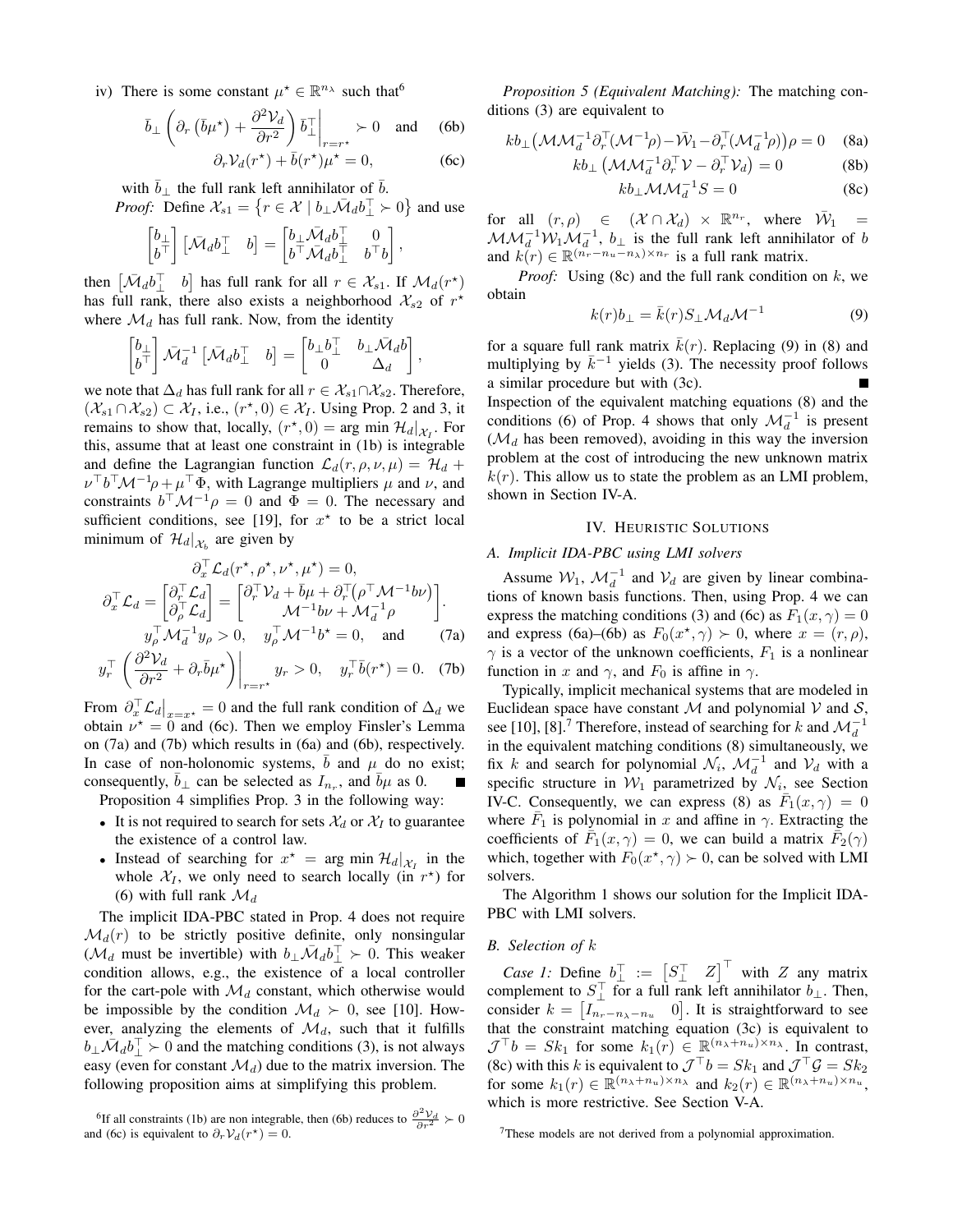iv) There is some constant $\mu^\star \in \mathbb{R}^{n_\lambda}$ such that[6]

$$\bar{b}_\perp \left( \partial_r \left( \bar{b}\mu^\star \right) + \frac{\partial^2 \mathcal{V}_d}{\partial r^2} \right) \bar{b}_\perp^\top \bigg|_{r=r^\star} \succ 0 \quad \text{and} \tag{6b}$$

$$\partial_r \mathcal{V}_d(r^\star) + \bar{b}(r^\star)\mu^\star = 0, \tag{6c}$$

with $\bar{b}_\perp$ the full rank left annihilator of $\bar{b}$.

*Proof:* Define $\mathcal{X}_{s1} = \left\{ r \in \mathcal{X} \mid b_\perp \bar{\mathcal{M}}_d b_\perp^\top \succ 0 \right\}$ and use

$$\begin{bmatrix} b_\perp \\ b^\top \end{bmatrix} \begin{bmatrix} \bar{\mathcal{M}}_d b_\perp^\top & b \end{bmatrix} = \begin{bmatrix} b_\perp \bar{\mathcal{M}}_d b_\perp^\top & 0 \\ b^\top \bar{\mathcal{M}}_d b_\perp^\top & b^\top b \end{bmatrix},$$

then $\begin{bmatrix} \bar{\mathcal{M}}_d b_\perp^\top & b \end{bmatrix}$ has full rank for all $r \in \mathcal{X}_{s1}$. If $\mathcal{M}_d(r^\star)$ has full rank, there also exists a neighborhood $\mathcal{X}_{s2}$ of $r^\star$ where $\mathcal{M}_d$ has full rank. Now, from the identity

$$\begin{bmatrix} b_\perp \\ b^\top \end{bmatrix} \bar{\mathcal{M}}_d^{-1} \begin{bmatrix} \bar{\mathcal{M}}_d b_\perp^\top & b \end{bmatrix} = \begin{bmatrix} b_\perp b_\perp^\top & b_\perp \bar{\mathcal{M}}_d b \\ 0 & \Delta_d \end{bmatrix},$$

we note that $\Delta_d$ has full rank for all $r \in \mathcal{X}_{s1} \cap \mathcal{X}_{s2}$. Therefore, $(\mathcal{X}_{s1} \cap \mathcal{X}_{s2}) \subset \mathcal{X}_I$, i.e., $(r^\star, 0) \in \mathcal{X}_I$. Using Prop. 2 and 3, it remains to show that, locally, $(r^\star, 0) = \arg\min \mathcal{H}_d|_{\mathcal{X}_I}$. For this, assume that at least one constraint in (1b) is integrable and define the Lagrangian function $\mathcal{L}_d(r, \rho, \nu, \mu) = \mathcal{H}_d + \nu^\top b^\top \mathcal{M}^{-1}\rho + \mu^\top \Phi$, with Lagrange multipliers $\mu$ and $\nu$, and constraints $b^\top \mathcal{M}^{-1}\rho = 0$ and $\Phi = 0$. The necessary and sufficient conditions, see [19], for $x^\star$ to be a strict local minimum of $\mathcal{H}_d|_{\mathcal{X}_b}$ are given by

$$\partial_x^\top \mathcal{L}_d(r^\star, \rho^\star, \nu^\star, \mu^\star) = 0,$$

$$\partial_x^\top \mathcal{L}_d = \begin{bmatrix} \partial_r^\top \mathcal{L}_d \\ \partial_\rho^\top \mathcal{L}_d \end{bmatrix} = \begin{bmatrix} \partial_r^\top \mathcal{V}_d + \bar{b}\mu + \partial_r^\top\big(\rho^\top \mathcal{M}^{-1} b\nu\big) \\ \mathcal{M}^{-1}b\nu + \mathcal{M}_d^{-1}\rho \end{bmatrix}.$$

$$y_\rho^\top \mathcal{M}_d^{-1} y_\rho > 0, \quad y_\rho^\top \mathcal{M}^{-1} b^\star = 0, \quad \text{and} \tag{7a}$$

$$y_r^\top \left( \frac{\partial^2 \mathcal{V}_d}{\partial r^2} + \partial_r \bar{b}\mu^\star \right)\bigg|_{r=r^\star} y_r > 0, \quad y_r^\top \bar{b}(r^\star) = 0. \tag{7b}$$

From $\partial_x^\top \mathcal{L}_d\big|_{x=x^\star} = 0$ and the full rank condition of $\Delta_d$ we obtain $\nu^\star = 0$ and (6c). Then we employ Finsler's Lemma on (7a) and (7b) which results in (6a) and (6b), respectively. In case of non-holonomic systems, $\bar{b}$ and $\mu$ do no exist; consequently, $\bar{b}_\perp$ can be selected as $I_{n_r}$, and $\bar{b}\mu$ as 0. ∎

Proposition 4 simplifies Prop. 3 in the following way:

- It is not required to search for sets $\mathcal{X}_d$ or $\mathcal{X}_I$ to guarantee the existence of a control law.
- Instead of searching for $x^\star = \arg\min \mathcal{H}_d|_{\mathcal{X}_I}$ in the whole $\mathcal{X}_I$, we only need to search locally (in $r^\star$) for (6) with full rank $\mathcal{M}_d$

The implicit IDA-PBC stated in Prop. 4 does not require $\mathcal{M}_d(r)$ to be strictly positive definite, only nonsingular ($\mathcal{M}_d$ must be invertible) with $b_\perp \bar{\mathcal{M}}_d b_\perp^\top \succ 0$. This weaker condition allows, e.g., the existence of a local controller for the cart-pole with $\mathcal{M}_d$ constant, which otherwise would be impossible by the condition $\mathcal{M}_d \succ 0$, see [10]. However, analyzing the elements of $\mathcal{M}_d$, such that it fulfills $b_\perp \bar{\mathcal{M}}_d b_\perp^\top \succ 0$ and the matching conditions (3), is not always easy (even for constant $\mathcal{M}_d$) due to the matrix inversion. The following proposition aims at simplifying this problem.

[6] If all constraints (1b) are non integrable, then (6b) reduces to $\frac{\partial^2 \mathcal{V}_d}{\partial r^2} \succ 0$ and (6c) is equivalent to $\partial_r \mathcal{V}_d(r^\star) = 0$.

*Proposition 5 (Equivalent Matching):* The matching conditions (3) are equivalent to

$$k b_\perp \big( \mathcal{M}\mathcal{M}_d^{-1} \partial_r^\top (\mathcal{M}^{-1}\rho) - \bar{\mathcal{W}}_1 - \partial_r^\top (\mathcal{M}_d^{-1}\rho) \big) \rho = 0 \tag{8a}$$

$$k b_\perp \left( \mathcal{M}\mathcal{M}_d^{-1} \partial_r^\top \mathcal{V} - \partial_r^\top \mathcal{V}_d \right) = 0 \tag{8b}$$

$$k b_\perp \mathcal{M}\mathcal{M}_d^{-1} S = 0 \tag{8c}$$

for all $(r, \rho) \in (\mathcal{X} \cap \mathcal{X}_d) \times \mathbb{R}^{n_r}$, where $\bar{\mathcal{W}}_1 = \mathcal{M}\mathcal{M}_d^{-1}\mathcal{W}_1\mathcal{M}_d^{-1}$, $b_\perp$ is the full rank left annihilator of $b$ and $k(r) \in \mathbb{R}^{(n_r - n_u - n_\lambda)\times n_r}$ is a full rank matrix.

*Proof:* Using (8c) and the full rank condition on $k$, we obtain

$$k(r) b_\perp = \bar{k}(r) S_\perp \mathcal{M}_d \mathcal{M}^{-1} \tag{9}$$

for a square full rank matrix $\bar{k}(r)$. Replacing (9) in (8) and multiplying by $\bar{k}^{-1}$ yields (3). The necessity proof follows a similar procedure but with (3c). ∎

Inspection of the equivalent matching equations (8) and the conditions (6) of Prop. 4 shows that only $\mathcal{M}_d^{-1}$ is present ($\mathcal{M}_d$ has been removed), avoiding in this way the inversion problem at the cost of introducing the new unknown matrix $k(r)$. This allow us to state the problem as an LMI problem, shown in Section IV-A.

## IV. Heuristic Solutions

### A. Implicit IDA-PBC using LMI solvers

Assume $\mathcal{W}_1$, $\mathcal{M}_d^{-1}$ and $\mathcal{V}_d$ are given by linear combinations of known basis functions. Then, using Prop. 4 we can express the matching conditions (3) and (6c) as $F_1(x, \gamma) = 0$ and express (6a)–(6b) as $F_0(x^\star, \gamma) \succ 0$, where $x = (r, \rho)$, $\gamma$ is a vector of the unknown coefficients, $F_1$ is a nonlinear function in $x$ and $\gamma$, and $F_0$ is affine in $\gamma$.

Typically, implicit mechanical systems that are modeled in Euclidean space have constant $\mathcal{M}$ and polynomial $\mathcal{V}$ and $\mathcal{S}$, see [10], [8].[7] Therefore, instead of searching for $k$ and $\mathcal{M}_d^{-1}$ in the equivalent matching conditions (8) simultaneously, we fix $k$ and search for polynomial $\mathcal{N}_i$, $\mathcal{M}_d^{-1}$ and $\mathcal{V}_d$ with a specific structure in $\mathcal{W}_1$ parametrized by $\mathcal{N}_i$, see Section IV-C. Consequently, we can express (8) as $\bar{F}_1(x, \gamma) = 0$ where $\bar{F}_1$ is polynomial in $x$ and affine in $\gamma$. Extracting the coefficients of $\bar{F}_1(x, \gamma) = 0$, we can build a matrix $\bar{F}_2(\gamma)$ which, together with $F_0(x^\star, \gamma) \succ 0$, can be solved with LMI solvers.

The Algorithm 1 shows our solution for the Implicit IDA-PBC with LMI solvers.

### B. Selection of $k$

*Case 1:* Define $b_\perp^\top := \begin{bmatrix} S_\perp^\top & Z \end{bmatrix}^\top$ with $Z$ any matrix complement to $S_\perp^\top$ for a full rank left annihilator $b_\perp$. Then, consider $k = \begin{bmatrix} I_{n_r - n_\lambda - n_u} & 0 \end{bmatrix}$. It is straightforward to see that the constraint matching equation (3c) is equivalent to $\mathcal{J}^\top b = S k_1$ for some $k_1(r) \in \mathbb{R}^{(n_\lambda + n_u)\times n_\lambda}$. In contrast, (8c) with this $k$ is equivalent to $\mathcal{J}^\top b = S k_1$ and $\mathcal{J}^\top \mathcal{G} = S k_2$ for some $k_1(r) \in \mathbb{R}^{(n_\lambda + n_u)\times n_\lambda}$ and $k_2(r) \in \mathbb{R}^{(n_\lambda + n_u)\times n_u}$, which is more restrictive. See Section V-A.

[7] These models are not derived from a polynomial approximation.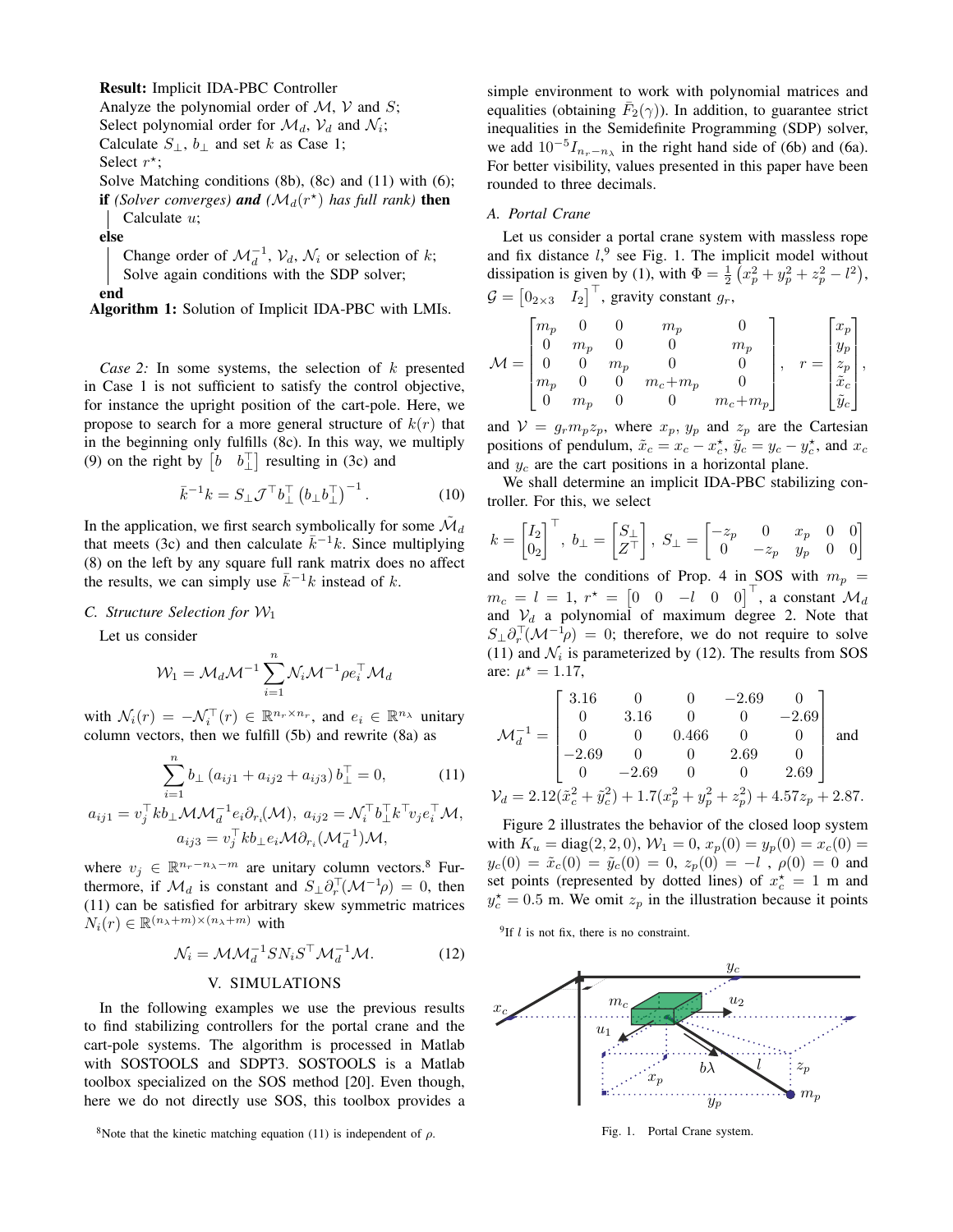**Result:** Implicit IDA-PBC Controller
Analyze the polynomial order of $\mathcal{M}$, $\mathcal{V}$ and $S$;
Select polynomial order for $\mathcal{M}_d$, $\mathcal{V}_d$ and $\mathcal{N}_i$;
Calculate $S_\perp$, $b_\perp$ and set $k$ as Case 1;
Select $r^\star$;
Solve Matching conditions (8b), (8c) and (11) with (6);
**if** *(Solver converges)* ***and*** *($\mathcal{M}_d(r^\star)$ has full rank)* **then**
  Calculate $u$;
**else**
  Change order of $\mathcal{M}_d^{-1}$, $\mathcal{V}_d$, $\mathcal{N}_i$ or selection of $k$;
  Solve again conditions with the SDP solver;
**end**

**Algorithm 1:** Solution of Implicit IDA-PBC with LMIs.

*Case 2:* In some systems, the selection of $k$ presented in Case 1 is not sufficient to satisfy the control objective, for instance the upright position of the cart-pole. Here, we propose to search for a more general structure of $k(r)$ that in the beginning only fulfills (8c). In this way, we multiply (9) on the right by $\begin{bmatrix} b & b_\perp^\top \end{bmatrix}$ resulting in (3c) and

$$\bar{k}^{-1}k = S_\perp \mathcal{J}^\top b_\perp^\top \left(b_\perp b_\perp^\top\right)^{-1}. \tag{10}$$

In the application, we first search symbolically for some $\tilde{\mathcal{M}}_d$ that meets (3c) and then calculate $\bar{k}^{-1}k$. Since multiplying (8) on the left by any square full rank matrix does no affect the results, we can simply use $\bar{k}^{-1}k$ instead of $k$.

### C. Structure Selection for $\mathcal{W}_1$

Let us consider

$$\mathcal{W}_1 = \mathcal{M}_d \mathcal{M}^{-1} \sum_{i=1}^{n} \mathcal{N}_i \mathcal{M}^{-1} \rho e_i^\top \mathcal{M}_d$$

with $\mathcal{N}_i(r) = -\mathcal{N}_i^\top(r) \in \mathbb{R}^{n_r \times n_r}$, and $e_i \in \mathbb{R}^{n_\lambda}$ unitary column vectors, then we fulfill (5b) and rewrite (8a) as

$$\sum_{i=1}^{n} b_\perp \left(a_{ij1} + a_{ij2} + a_{ij3}\right) b_\perp^\top = 0, \tag{11}$$

$$a_{ij1} = v_j^\top k b_\perp \mathcal{M}\mathcal{M}_d^{-1} e_i \partial_{r_i}(\mathcal{M}),\ a_{ij2} = \mathcal{N}_i^\top b_\perp^\top k^\top v_j e_i^\top \mathcal{M},$$
$$a_{ij3} = v_j^\top k b_\perp e_i \mathcal{M} \partial_{r_i}(\mathcal{M}_d^{-1})\mathcal{M},$$

where $v_j \in \mathbb{R}^{n_r - n_\lambda - m}$ are unitary column vectors.[8] Furthermore, if $\mathcal{M}_d$ is constant and $S_\perp \partial_r^\top(\mathcal{M}^{-1}\rho) = 0$, then (11) can be satisfied for arbitrary skew symmetric matrices $N_i(r) \in \mathbb{R}^{(n_\lambda+m)\times(n_\lambda+m)}$ with

$$\mathcal{N}_i = \mathcal{M}\mathcal{M}_d^{-1} S N_i S^\top \mathcal{M}_d^{-1}\mathcal{M}. \tag{12}$$

## V. SIMULATIONS

In the following examples we use the previous results to find stabilizing controllers for the portal crane and the cart-pole systems. The algorithm is processed in Matlab with SOSTOOLS and SDPT3. SOSTOOLS is a Matlab toolbox specialized on the SOS method [20]. Even though, here we do not directly use SOS, this toolbox provides a simple environment to work with polynomial matrices and equalities (obtaining $\bar{F}_2(\gamma)$). In addition, to guarantee strict inequalities in the Semidefinite Programming (SDP) solver, we add $10^{-5} I_{n_r - n_\lambda}$ in the right hand side of (6b) and (6a). For better visibility, values presented in this paper have been rounded to three decimals.

### A. Portal Crane

Let us consider a portal crane system with massless rope and fix distance $l$,[9] see Fig. 1. The implicit model without dissipation is given by (1), with $\Phi = \frac{1}{2}\left(x_p^2 + y_p^2 + z_p^2 - l^2\right)$, $\mathcal{G} = \begin{bmatrix} 0_{2\times 3} & I_2 \end{bmatrix}^\top$, gravity constant $g_r$,

$$\mathcal{M} = \begin{bmatrix} m_p & 0 & 0 & m_p & 0 \\ 0 & m_p & 0 & 0 & m_p \\ 0 & 0 & m_p & 0 & 0 \\ m_p & 0 & 0 & m_c + m_p & 0 \\ 0 & m_p & 0 & 0 & m_c + m_p \end{bmatrix}, \quad r = \begin{bmatrix} x_p \\ y_p \\ z_p \\ \tilde{x}_c \\ \tilde{y}_c \end{bmatrix},$$

and $\mathcal{V} = g_r m_p z_p$, where $x_p$, $y_p$ and $z_p$ are the Cartesian positions of pendulum, $\tilde{x}_c = x_c - x_c^\star$, $\tilde{y}_c = y_c - y_c^\star$, and $x_c$ and $y_c$ are the cart positions in a horizontal plane.

We shall determine an implicit IDA-PBC stabilizing controller. For this, we select

$$k = \begin{bmatrix} I_2 \\ 0_2 \end{bmatrix}^\top,\ b_\perp = \begin{bmatrix} S_\perp \\ Z^\top \end{bmatrix},\ S_\perp = \begin{bmatrix} -z_p & 0 & x_p & 0 & 0 \\ 0 & -z_p & y_p & 0 & 0 \end{bmatrix}$$

and solve the conditions of Prop. 4 in SOS with $m_p = m_c = l = 1$, $r^\star = \begin{bmatrix} 0 & 0 & -l & 0 & 0 \end{bmatrix}^\top$, a constant $\mathcal{M}_d$ and $\mathcal{V}_d$ a polynomial of maximum degree 2. Note that $S_\perp \partial_r^\top(\mathcal{M}^{-1}\rho) = 0$; therefore, we do not require to solve (11) and $\mathcal{N}_i$ is parameterized by (12). The results from SOS are: $\mu^\star = 1.17$,

$$\mathcal{M}_d^{-1} = \begin{bmatrix} 3.16 & 0 & 0 & -2.69 & 0 \\ 0 & 3.16 & 0 & 0 & -2.69 \\ 0 & 0 & 0.466 & 0 & 0 \\ -2.69 & 0 & 0 & 2.69 & 0 \\ 0 & -2.69 & 0 & 0 & 2.69 \end{bmatrix} \text{ and}$$

$$\mathcal{V}_d = 2.12(\tilde{x}_c^2 + \tilde{y}_c^2) + 1.7(x_p^2 + y_p^2 + z_p^2) + 4.57 z_p + 2.87.$$

Figure 2 illustrates the behavior of the closed loop system with $K_u = \text{diag}(2, 2, 0)$, $\mathcal{W}_1 = 0$, $x_p(0) = y_p(0) = x_c(0) = y_c(0) = \tilde{x}_c(0) = \tilde{y}_c(0) = 0$, $z_p(0) = -l$, $\rho(0) = 0$ and set points (represented by dotted lines) of $x_c^\star = 1$ m and $y_c^\star = 0.5$ m. We omit $z_p$ in the illustration because it points

Fig. 1. Portal Crane system.

[8] Note that the kinetic matching equation (11) is independent of $\rho$.

[9] If $l$ is not fix, there is no constraint.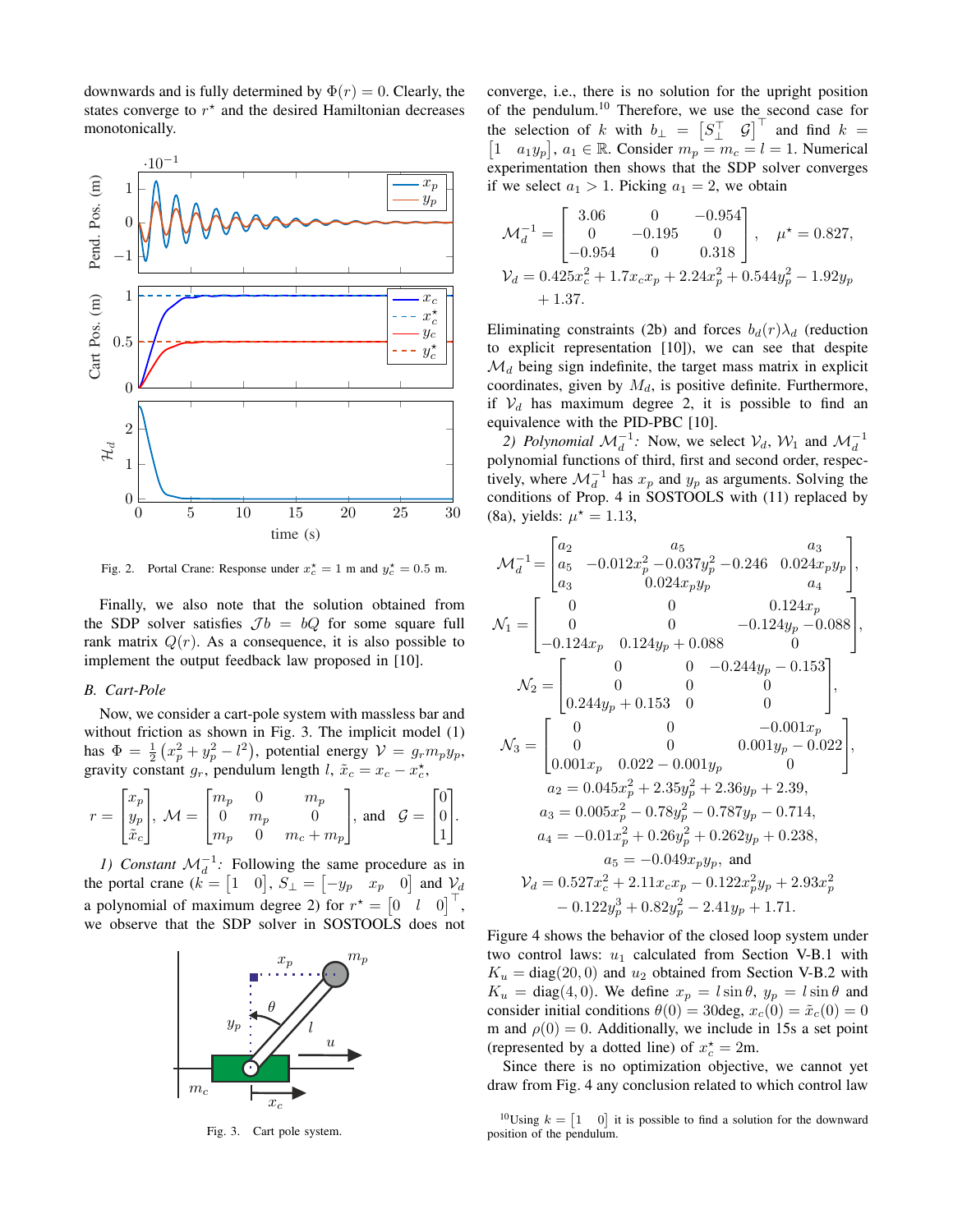downwards and is fully determined by $\Phi(r) = 0$. Clearly, the states converge to $r^\star$ and the desired Hamiltonian decreases monotonically.

Fig. 2. Portal Crane: Response under $x_c^\star = 1$ m and $y_c^\star = 0.5$ m.

Finally, we also note that the solution obtained from the SDP solver satisfies $\mathcal{J}b = bQ$ for some square full rank matrix $Q(r)$. As a consequence, it is also possible to implement the output feedback law proposed in [10].

### B. Cart-Pole

Now, we consider a cart-pole system with massless bar and without friction as shown in Fig. 3. The implicit model (1) has $\Phi = \frac{1}{2}\left(x_p^2 + y_p^2 - l^2\right)$, potential energy $\mathcal{V} = g_r m_p y_p$, gravity constant $g_r$, pendulum length $l$, $\tilde{x}_c = x_c - x_c^\star$,

$$r = \begin{bmatrix} x_p \\ y_p \\ \tilde{x}_c \end{bmatrix}, \ \mathcal{M} = \begin{bmatrix} m_p & 0 & m_p \\ 0 & m_p & 0 \\ m_p & 0 & m_c + m_p \end{bmatrix}, \text{ and } \ \mathcal{G} = \begin{bmatrix} 0 \\ 0 \\ 1 \end{bmatrix}.$$

*1) Constant $\mathcal{M}_d^{-1}$:* Following the same procedure as in the portal crane ($k = \begin{bmatrix} 1 & 0 \end{bmatrix}$, $S_\perp = \begin{bmatrix} -y_p & x_p & 0 \end{bmatrix}$ and $\mathcal{V}_d$ a polynomial of maximum degree 2) for $r^\star = \begin{bmatrix} 0 & l & 0 \end{bmatrix}^\top$, we observe that the SDP solver in SOSTOOLS does not

Fig. 3. Cart pole system.

converge, i.e., there is no solution for the upright position of the pendulum.[10] Therefore, we use the second case for the selection of $k$ with $b_\perp = \begin{bmatrix} S_\perp^\top & \mathcal{G} \end{bmatrix}^\top$ and find $k = \begin{bmatrix} 1 & a_1 y_p \end{bmatrix}$, $a_1 \in \mathbb{R}$. Consider $m_p = m_c = l = 1$. Numerical experimentation then shows that the SDP solver converges if we select $a_1 > 1$. Picking $a_1 = 2$, we obtain

$$\mathcal{M}_d^{-1} = \begin{bmatrix} 3.06 & 0 & -0.954 \\ 0 & -0.195 & 0 \\ -0.954 & 0 & 0.318 \end{bmatrix}, \quad \mu^\star = 0.827,$$
$$\mathcal{V}_d = 0.425 x_c^2 + 1.7 x_c x_p + 2.24 x_p^2 + 0.544 y_p^2 - 1.92 y_p + 1.37.$$

Eliminating constraints (2b) and forces $b_d(r)\lambda_d$ (reduction to explicit representation [10]), we can see that despite $\mathcal{M}_d$ being sign indefinite, the target mass matrix in explicit coordinates, given by $M_d$, is positive definite. Furthermore, if $\mathcal{V}_d$ has maximum degree 2, it is possible to find an equivalence with the PID-PBC [10].

*2) Polynomial $\mathcal{M}_d^{-1}$:* Now, we select $\mathcal{V}_d$, $\mathcal{W}_1$ and $\mathcal{M}_d^{-1}$ polynomial functions of third, first and second order, respectively, where $\mathcal{M}_d^{-1}$ has $x_p$ and $y_p$ as arguments. Solving the conditions of Prop. 4 in SOSTOOLS with (11) replaced by (8a), yields: $\mu^\star = 1.13$,

$$\mathcal{M}_d^{-1} = \begin{bmatrix} a_2 & a_5 & a_3 \\ a_5 & -0.012 x_p^2 - 0.037 y_p^2 - 0.246 & 0.024 x_p y_p \\ a_3 & 0.024 x_p y_p & a_4 \end{bmatrix},$$
$$\mathcal{N}_1 = \begin{bmatrix} 0 & 0 & 0.124 x_p \\ 0 & 0 & -0.124 y_p - 0.088 \\ -0.124 x_p & 0.124 y_p + 0.088 & 0 \end{bmatrix},$$
$$\mathcal{N}_2 = \begin{bmatrix} 0 & 0 & -0.244 y_p - 0.153 \\ 0 & 0 & 0 \\ 0.244 y_p + 0.153 & 0 & 0 \end{bmatrix},$$
$$\mathcal{N}_3 = \begin{bmatrix} 0 & 0 & -0.001 x_p \\ 0 & 0 & 0.001 y_p - 0.022 \\ 0.001 x_p & 0.022 - 0.001 y_p & 0 \end{bmatrix},$$
$$a_2 = 0.045 x_p^2 + 2.35 y_p^2 + 2.36 y_p + 2.39,$$
$$a_3 = 0.005 x_p^2 - 0.78 y_p^2 - 0.787 y_p - 0.714,$$
$$a_4 = -0.01 x_p^2 + 0.26 y_p^2 + 0.262 y_p + 0.238,$$
$$a_5 = -0.049 x_p y_p, \text{ and}$$
$$\mathcal{V}_d = 0.527 x_c^2 + 2.11 x_c x_p - 0.122 x_p^2 y_p + 2.93 x_p^2 - 0.122 y_p^3 + 0.82 y_p^2 - 2.41 y_p + 1.71.$$

Figure 4 shows the behavior of the closed loop system under two control laws: $u_1$ calculated from Section V-B.1 with $K_u = \mathrm{diag}(20, 0)$ and $u_2$ obtained from Section V-B.2 with $K_u = \mathrm{diag}(4, 0)$. We define $x_p = l \sin\theta$, $y_p = l \sin\theta$ and consider initial conditions $\theta(0) = 30$deg, $x_c(0) = \tilde{x}_c(0) = 0$ m and $\rho(0) = 0$. Additionally, we include in 15s a set point (represented by a dotted line) of $x_c^\star = 2$m.

Since there is no optimization objective, we cannot yet draw from Fig. 4 any conclusion related to which control law

[10] Using $k = \begin{bmatrix} 1 & 0 \end{bmatrix}$ it is possible to find a solution for the downward position of the pendulum.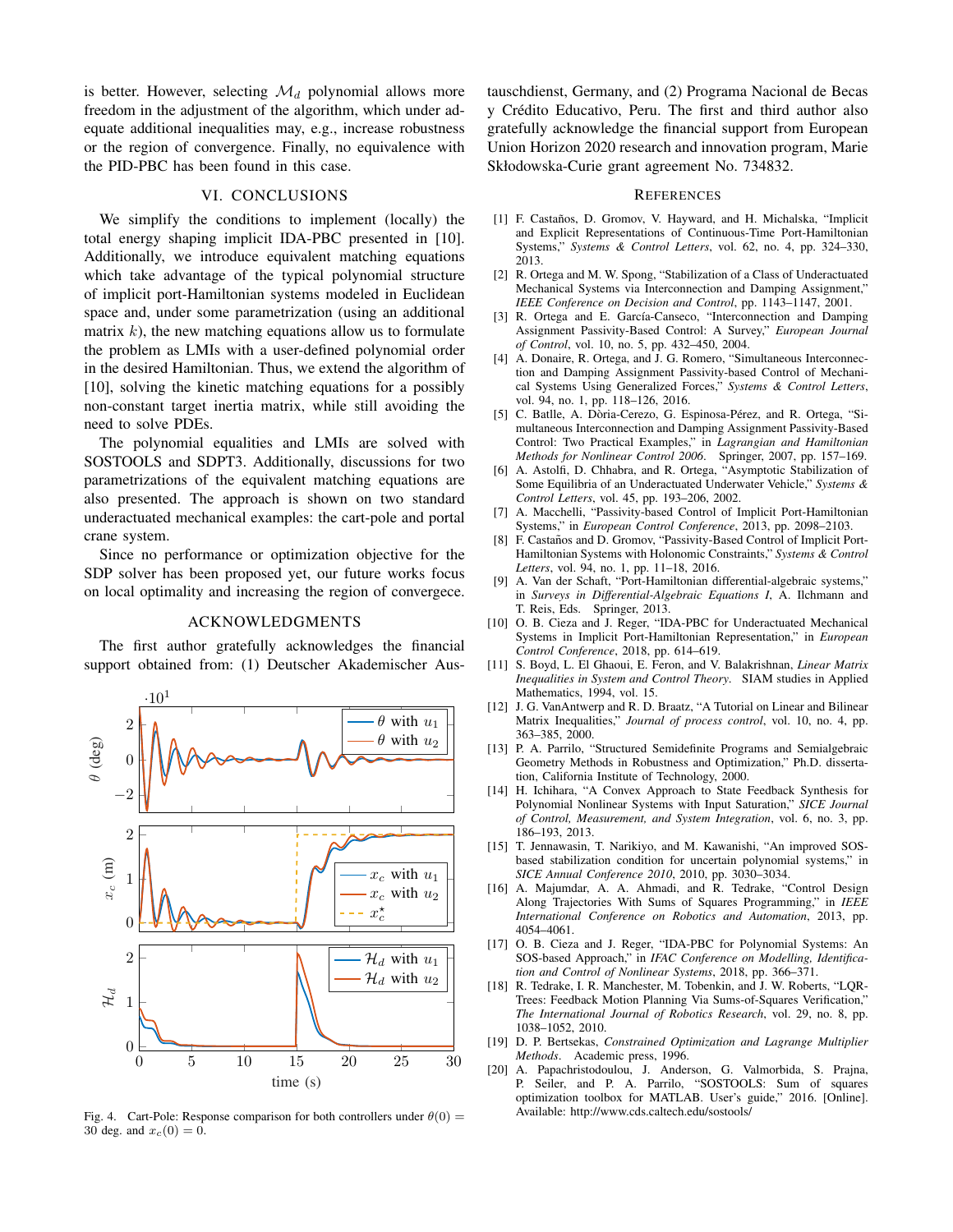is better. However, selecting $\mathcal{M}_d$ polynomial allows more freedom in the adjustment of the algorithm, which under adequate additional inequalities may, e.g., increase robustness or the region of convergence. Finally, no equivalence with the PID-PBC has been found in this case.

## VI. CONCLUSIONS

We simplify the conditions to implement (locally) the total energy shaping implicit IDA-PBC presented in [10]. Additionally, we introduce equivalent matching equations which take advantage of the typical polynomial structure of implicit port-Hamiltonian systems modeled in Euclidean space and, under some parametrization (using an additional matrix $k$), the new matching equations allow us to formulate the problem as LMIs with a user-defined polynomial order in the desired Hamiltonian. Thus, we extend the algorithm of [10], solving the kinetic matching equations for a possibly non-constant target inertia matrix, while still avoiding the need to solve PDEs.

The polynomial equalities and LMIs are solved with SOSTOOLS and SDPT3. Additionally, discussions for two parametrizations of the equivalent matching equations are also presented. The approach is shown on two standard underactuated mechanical examples: the cart-pole and portal crane system.

Since no performance or optimization objective for the SDP solver has been proposed yet, our future works focus on local optimality and increasing the region of convergece.

## ACKNOWLEDGMENTS

The first author gratefully acknowledges the financial support obtained from: (1) Deutscher Akademischer Austauschdienst, Germany, and (2) Programa Nacional de Becas y Crédito Educativo, Peru. The first and third author also gratefully acknowledge the financial support from European Union Horizon 2020 research and innovation program, Marie Skłodowska-Curie grant agreement No. 734832.

$\cdot 10^1$
$\theta$ (deg)
$\theta$ with $u_1$
$\theta$ with $u_2$
$x_c$ (m)
$x_c$ with $u_1$
$x_c$ with $u_2$
$x_c^\star$
$\mathcal{H}_d$
$\mathcal{H}_d$ with $u_1$
$\mathcal{H}_d$ with $u_2$
time (s)

Fig. 4. Cart-Pole: Response comparison for both controllers under $\theta(0) = 30$ deg. and $x_c(0) = 0$.

## REFERENCES

[1] F. Castaños, D. Gromov, V. Hayward, and H. Michalska, "Implicit and Explicit Representations of Continuous-Time Port-Hamiltonian Systems," *Systems & Control Letters*, vol. 62, no. 4, pp. 324–330, 2013.

[2] R. Ortega and M. W. Spong, "Stabilization of a Class of Underactuated Mechanical Systems via Interconnection and Damping Assignment," *IEEE Conference on Decision and Control*, pp. 1143–1147, 2001.

[3] R. Ortega and E. García-Canseco, "Interconnection and Damping Assignment Passivity-Based Control: A Survey," *European Journal of Control*, vol. 10, no. 5, pp. 432–450, 2004.

[4] A. Donaire, R. Ortega, and J. G. Romero, "Simultaneous Interconnection and Damping Assignment Passivity-based Control of Mechanical Systems Using Generalized Forces," *Systems & Control Letters*, vol. 94, no. 1, pp. 118–126, 2016.

[5] C. Batlle, A. Dòria-Cerezo, G. Espinosa-Pérez, and R. Ortega, "Simultaneous Interconnection and Damping Assignment Passivity-Based Control: Two Practical Examples," in *Lagrangian and Hamiltonian Methods for Nonlinear Control 2006*. Springer, 2007, pp. 157–169.

[6] A. Astolfi, D. Chhabra, and R. Ortega, "Asymptotic Stabilization of Some Equilibria of an Underactuated Underwater Vehicle," *Systems & Control Letters*, vol. 45, pp. 193–206, 2002.

[7] A. Macchelli, "Passivity-based Control of Implicit Port-Hamiltonian Systems," in *European Control Conference*, 2013, pp. 2098–2103.

[8] F. Castaños and D. Gromov, "Passivity-Based Control of Implicit Port-Hamiltonian Systems with Holonomic Constraints," *Systems & Control Letters*, vol. 94, no. 1, pp. 11–18, 2016.

[9] A. Van der Schaft, "Port-Hamiltonian differential-algebraic systems," in *Surveys in Differential-Algebraic Equations I*, A. Ilchmann and T. Reis, Eds. Springer, 2013.

[10] O. B. Cieza and J. Reger, "IDA-PBC for Underactuated Mechanical Systems in Implicit Port-Hamiltonian Representation," in *European Control Conference*, 2018, pp. 614–619.

[11] S. Boyd, L. El Ghaoui, E. Feron, and V. Balakrishnan, *Linear Matrix Inequalities in System and Control Theory*. SIAM studies in Applied Mathematics, 1994, vol. 15.

[12] J. G. VanAntwerp and R. D. Braatz, "A Tutorial on Linear and Bilinear Matrix Inequalities," *Journal of process control*, vol. 10, no. 4, pp. 363–385, 2000.

[13] P. A. Parrilo, "Structured Semidefinite Programs and Semialgebraic Geometry Methods in Robustness and Optimization," Ph.D. dissertation, California Institute of Technology, 2000.

[14] H. Ichihara, "A Convex Approach to State Feedback Synthesis for Polynomial Nonlinear Systems with Input Saturation," *SICE Journal of Control, Measurement, and System Integration*, vol. 6, no. 3, pp. 186–193, 2013.

[15] T. Jennawasin, T. Narikiyo, and M. Kawanishi, "An improved SOS-based stabilization condition for uncertain polynomial systems," in *SICE Annual Conference 2010*, 2010, pp. 3030–3034.

[16] A. Majumdar, A. A. Ahmadi, and R. Tedrake, "Control Design Along Trajectories With Sums of Squares Programming," in *IEEE International Conference on Robotics and Automation*, 2013, pp. 4054–4061.

[17] O. B. Cieza and J. Reger, "IDA-PBC for Polynomial Systems: An SOS-based Approach," in *IFAC Conference on Modelling, Identification and Control of Nonlinear Systems*, 2018, pp. 366–371.

[18] R. Tedrake, I. R. Manchester, M. Tobenkin, and J. W. Roberts, "LQR-Trees: Feedback Motion Planning Via Sums-of-Squares Verification," *The International Journal of Robotics Research*, vol. 29, no. 8, pp. 1038–1052, 2010.

[19] D. P. Bertsekas, *Constrained Optimization and Lagrange Multiplier Methods*. Academic press, 1996.

[20] A. Papachristodoulou, J. Anderson, G. Valmorbida, S. Prajna, P. Seiler, and P. A. Parrilo, "SOSTOOLS: Sum of squares optimization toolbox for MATLAB. User's guide," 2016. [Online]. Available: http://www.cds.caltech.edu/sostools/